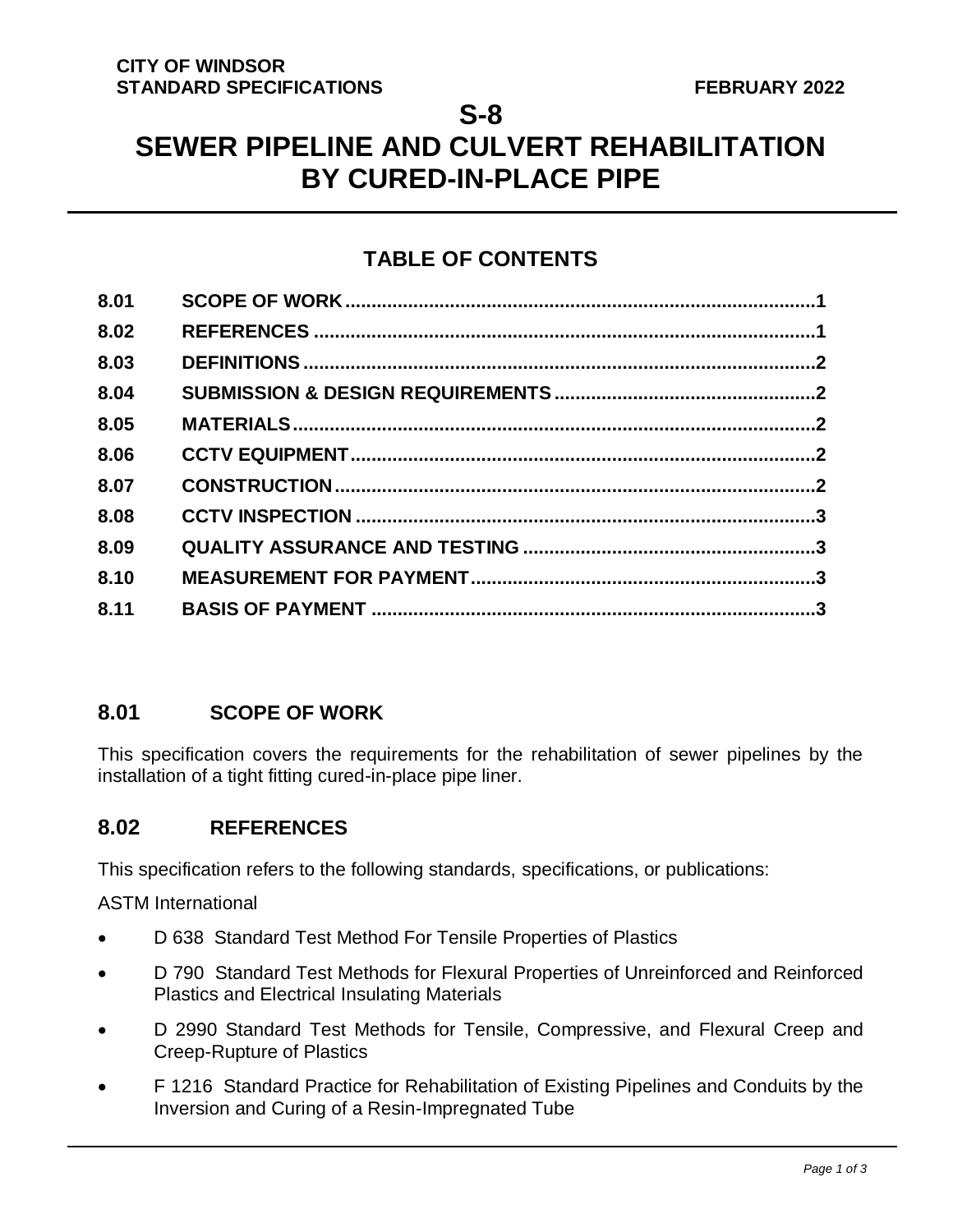**CITY OF WINDSOR**
**STANDARD SPECIFICATIONS** **FEBRUARY 2022**

# S-8

# SEWER PIPELINE AND CULVERT REHABILITATION BY CURED-IN-PLACE PIPE

## TABLE OF CONTENTS

| | | |
|---|---|---|
| 8.01 | SCOPE OF WORK | 1 |
| 8.02 | REFERENCES | 1 |
| 8.03 | DEFINITIONS | 2 |
| 8.04 | SUBMISSION & DESIGN REQUIREMENTS | 2 |
| 8.05 | MATERIALS | 2 |
| 8.06 | CCTV EQUIPMENT | 2 |
| 8.07 | CONSTRUCTION | 2 |
| 8.08 | CCTV INSPECTION | 3 |
| 8.09 | QUALITY ASSURANCE AND TESTING | 3 |
| 8.10 | MEASUREMENT FOR PAYMENT | 3 |
| 8.11 | BASIS OF PAYMENT | 3 |

## 8.01 SCOPE OF WORK

This specification covers the requirements for the rehabilitation of sewer pipelines by the installation of a tight fitting cured-in-place pipe liner.

## 8.02 REFERENCES

This specification refers to the following standards, specifications, or publications:

ASTM International

- D 638 Standard Test Method For Tensile Properties of Plastics
- D 790 Standard Test Methods for Flexural Properties of Unreinforced and Reinforced Plastics and Electrical Insulating Materials
- D 2990 Standard Test Methods for Tensile, Compressive, and Flexural Creep and Creep-Rupture of Plastics
- F 1216 Standard Practice for Rehabilitation of Existing Pipelines and Conduits by the Inversion and Curing of a Resin-Impregnated Tube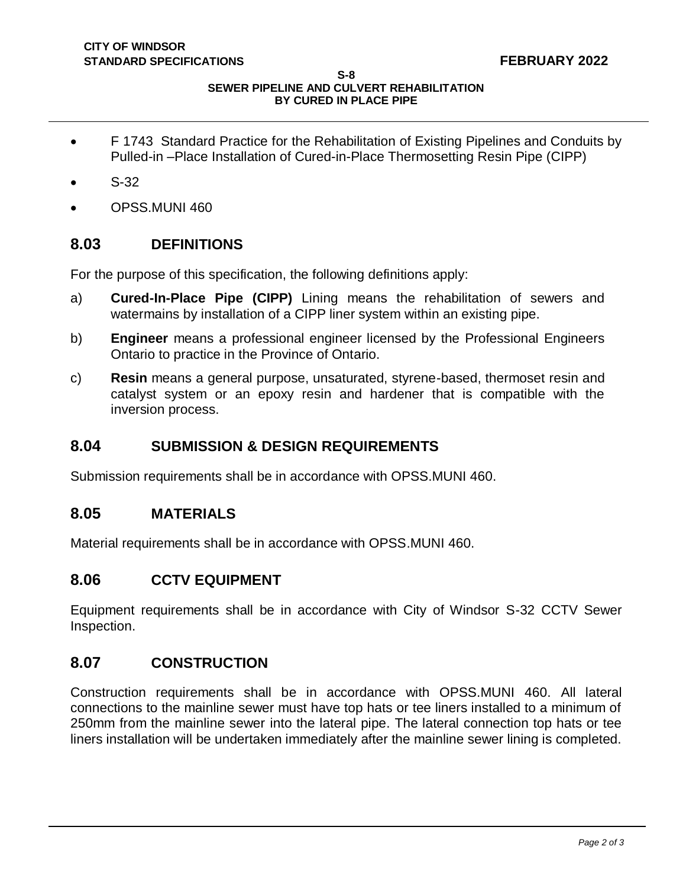- F 1743 Standard Practice for the Rehabilitation of Existing Pipelines and Conduits by Pulled-in –Place Installation of Cured-in-Place Thermosetting Resin Pipe (CIPP)
- S-32
- OPSS.MUNI 460

## 8.03 DEFINITIONS

For the purpose of this specification, the following definitions apply:

a) **Cured-In-Place Pipe (CIPP)** Lining means the rehabilitation of sewers and watermains by installation of a CIPP liner system within an existing pipe.

b) **Engineer** means a professional engineer licensed by the Professional Engineers Ontario to practice in the Province of Ontario.

c) **Resin** means a general purpose, unsaturated, styrene-based, thermoset resin and catalyst system or an epoxy resin and hardener that is compatible with the inversion process.

## 8.04 SUBMISSION & DESIGN REQUIREMENTS

Submission requirements shall be in accordance with OPSS.MUNI 460.

## 8.05 MATERIALS

Material requirements shall be in accordance with OPSS.MUNI 460.

## 8.06 CCTV EQUIPMENT

Equipment requirements shall be in accordance with City of Windsor S-32 CCTV Sewer Inspection.

## 8.07 CONSTRUCTION

Construction requirements shall be in accordance with OPSS.MUNI 460. All lateral connections to the mainline sewer must have top hats or tee liners installed to a minimum of 250mm from the mainline sewer into the lateral pipe. The lateral connection top hats or tee liners installation will be undertaken immediately after the mainline sewer lining is completed.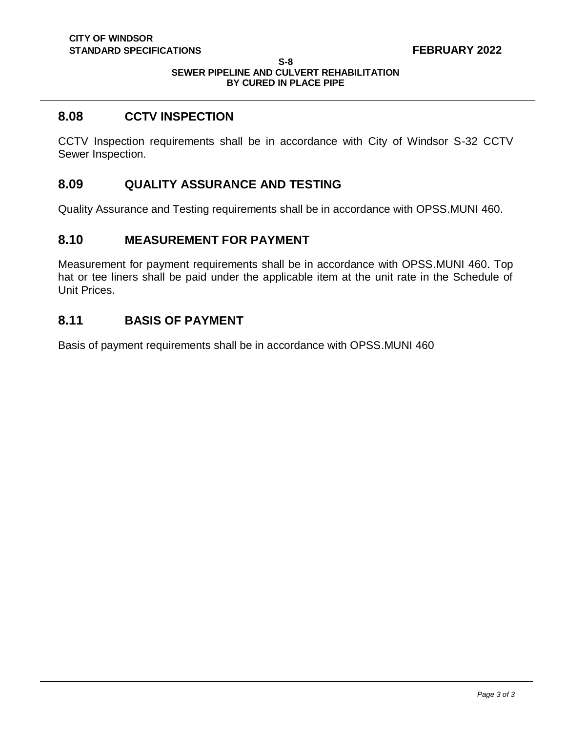## 8.08 CCTV INSPECTION

CCTV Inspection requirements shall be in accordance with City of Windsor S-32 CCTV Sewer Inspection.

## 8.09 QUALITY ASSURANCE AND TESTING

Quality Assurance and Testing requirements shall be in accordance with OPSS.MUNI 460.

## 8.10 MEASUREMENT FOR PAYMENT

Measurement for payment requirements shall be in accordance with OPSS.MUNI 460. Top hat or tee liners shall be paid under the applicable item at the unit rate in the Schedule of Unit Prices.

## 8.11 BASIS OF PAYMENT

Basis of payment requirements shall be in accordance with OPSS.MUNI 460